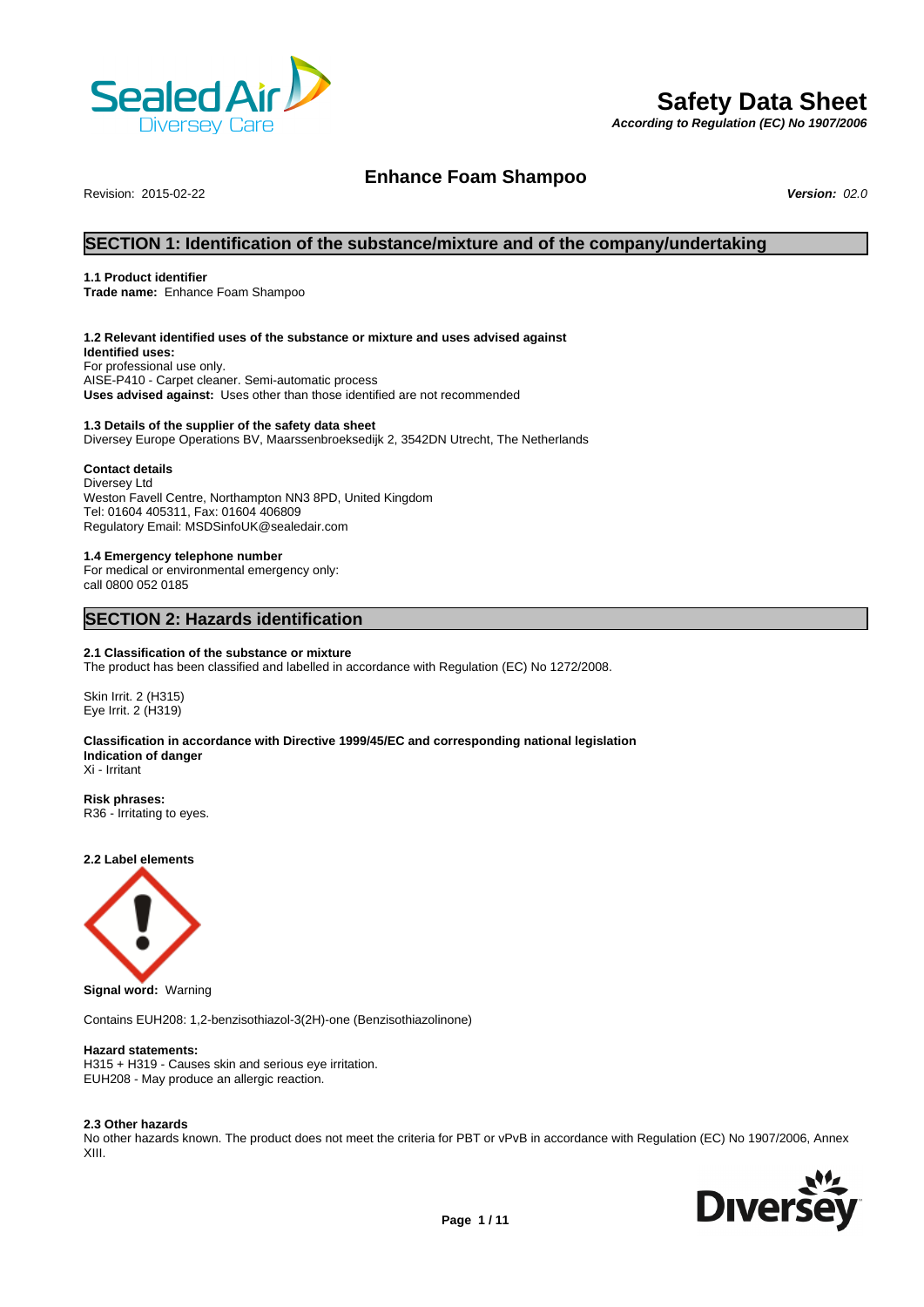# Safety Data Sheet

*According to Regulation (EC) No 1907/2006*

## Enhance Foam Shampoo

Revision: 2015-02-22 **Version:** *02.0*

## SECTION 1: Identification of the substance/mixture and of the company/undertaking

**1.1 Product identifier**
**Trade name:** Enhance Foam Shampoo

**1.2 Relevant identified uses of the substance or mixture and uses advised against**
**Identified uses:**
For professional use only.
AISE-P410 - Carpet cleaner. Semi-automatic process
**Uses advised against:** Uses other than those identified are not recommended

**1.3 Details of the supplier of the safety data sheet**
Diversey Europe Operations BV, Maarssenbroeksedijk 2, 3542DN Utrecht, The Netherlands

**Contact details**
Diversey Ltd
Weston Favell Centre, Northampton NN3 8PD, United Kingdom
Tel: 01604 405311, Fax: 01604 406809
Regulatory Email: MSDSinfoUK@sealedair.com

**1.4 Emergency telephone number**
For medical or environmental emergency only:
call 0800 052 0185

## SECTION 2: Hazards identification

**2.1 Classification of the substance or mixture**
The product has been classified and labelled in accordance with Regulation (EC) No 1272/2008.

Skin Irrit. 2 (H315)
Eye Irrit. 2 (H319)

**Classification in accordance with Directive 1999/45/EC and corresponding national legislation**
**Indication of danger**
Xi - Irritant

**Risk phrases:**
R36 - Irritating to eyes.

**2.2 Label elements**

**Signal word:** Warning

Contains EUH208: 1,2-benzisothiazol-3(2H)-one (Benzisothiazolinone)

**Hazard statements:**
H315 + H319 - Causes skin and serious eye irritation.
EUH208 - May produce an allergic reaction.

**2.3 Other hazards**
No other hazards known. The product does not meet the criteria for PBT or vPvB in accordance with Regulation (EC) No 1907/2006, Annex XIII.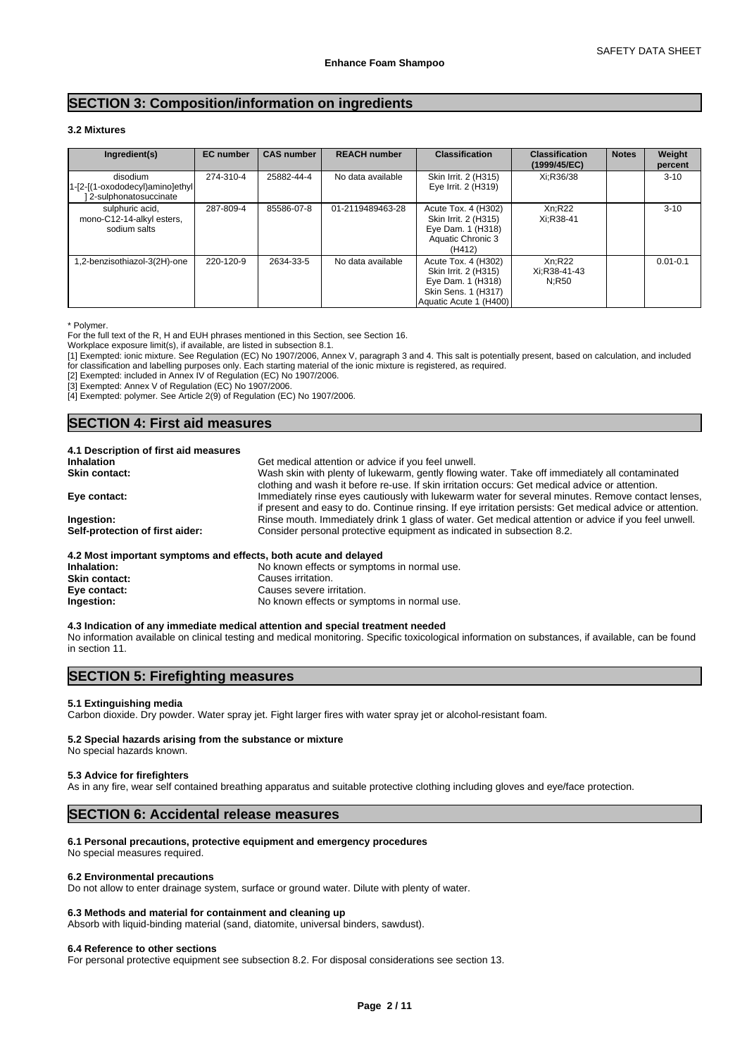## SECTION 3: Composition/information on ingredients

### 3.2 Mixtures

| Ingredient(s) | EC number | CAS number | REACH number | Classification | Classification (1999/45/EC) | Notes | Weight percent |
|---|---|---|---|---|---|---|---|
| disodium 1-[2-[(1-oxododecyl)amino]ethyl ] 2-sulphonatosuccinate | 274-310-4 | 25882-44-4 | No data available | Skin Irrit. 2 (H315) Eye Irrit. 2 (H319) | Xi;R36/38 | | 3-10 |
| sulphuric acid, mono-C12-14-alkyl esters, sodium salts | 287-809-4 | 85586-07-8 | 01-2119489463-28 | Acute Tox. 4 (H302) Skin Irrit. 2 (H315) Eye Dam. 1 (H318) Aquatic Chronic 3 (H412) | Xn;R22 Xi;R38-41 | | 3-10 |
| 1,2-benzisothiazol-3(2H)-one | 220-120-9 | 2634-33-5 | No data available | Acute Tox. 4 (H302) Skin Irrit. 2 (H315) Eye Dam. 1 (H318) Skin Sens. 1 (H317) Aquatic Acute 1 (H400) | Xn;R22 Xi;R38-41-43 N;R50 | | 0.01-0.1 |

* Polymer.
For the full text of the R, H and EUH phrases mentioned in this Section, see Section 16.
Workplace exposure limit(s), if available, are listed in subsection 8.1.
[1] Exempted: ionic mixture. See Regulation (EC) No 1907/2006, Annex V, paragraph 3 and 4. This salt is potentially present, based on calculation, and included for classification and labelling purposes only. Each starting material of the ionic mixture is registered, as required.
[2] Exempted: included in Annex IV of Regulation (EC) No 1907/2006.
[3] Exempted: Annex V of Regulation (EC) No 1907/2006.
[4] Exempted: polymer. See Article 2(9) of Regulation (EC) No 1907/2006.

## SECTION 4: First aid measures

### 4.1 Description of first aid measures

**Inhalation**
Get medical attention or advice if you feel unwell.

**Skin contact:**
Wash skin with plenty of lukewarm, gently flowing water. Take off immediately all contaminated clothing and wash it before re-use. If skin irritation occurs: Get medical advice or attention.

**Eye contact:**
Immediately rinse eyes cautiously with lukewarm water for several minutes. Remove contact lenses, if present and easy to do. Continue rinsing. If eye irritation persists: Get medical advice or attention.

**Ingestion:**
Rinse mouth. Immediately drink 1 glass of water. Get medical attention or advice if you feel unwell.

**Self-protection of first aider:**
Consider personal protective equipment as indicated in subsection 8.2.

### 4.2 Most important symptoms and effects, both acute and delayed

**Inhalation:** No known effects or symptoms in normal use.
**Skin contact:** Causes irritation.
**Eye contact:** Causes severe irritation.
**Ingestion:** No known effects or symptoms in normal use.

### 4.3 Indication of any immediate medical attention and special treatment needed

No information available on clinical testing and medical monitoring. Specific toxicological information on substances, if available, can be found in section 11.

## SECTION 5: Firefighting measures

### 5.1 Extinguishing media

Carbon dioxide. Dry powder. Water spray jet. Fight larger fires with water spray jet or alcohol-resistant foam.

### 5.2 Special hazards arising from the substance or mixture

No special hazards known.

### 5.3 Advice for firefighters

As in any fire, wear self contained breathing apparatus and suitable protective clothing including gloves and eye/face protection.

## SECTION 6: Accidental release measures

### 6.1 Personal precautions, protective equipment and emergency procedures

No special measures required.

### 6.2 Environmental precautions

Do not allow to enter drainage system, surface or ground water. Dilute with plenty of water.

### 6.3 Methods and material for containment and cleaning up

Absorb with liquid-binding material (sand, diatomite, universal binders, sawdust).

### 6.4 Reference to other sections

For personal protective equipment see subsection 8.2. For disposal considerations see section 13.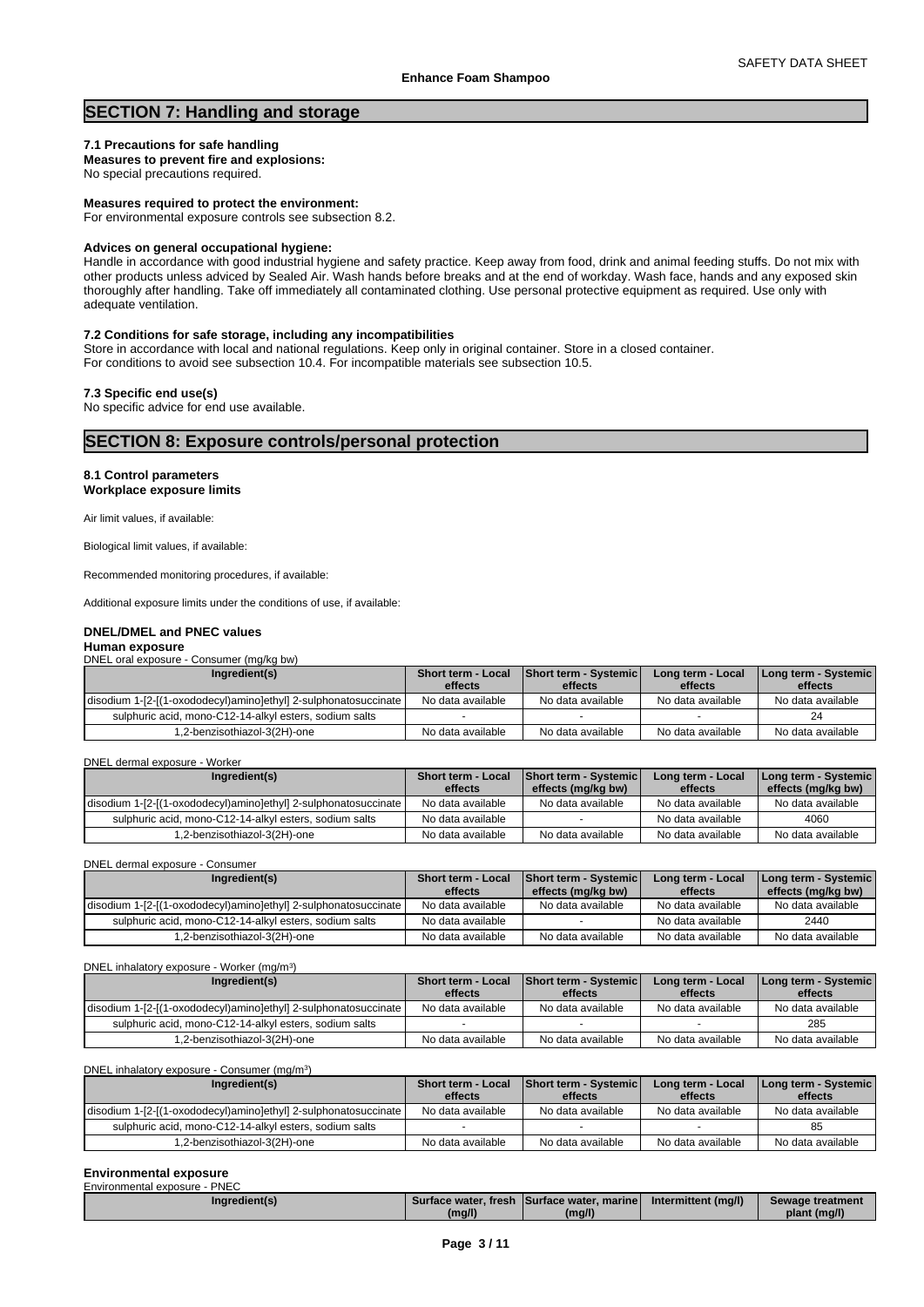# SECTION 7: Handling and storage

### 7.1 Precautions for safe handling

**Measures to prevent fire and explosions:**
No special precautions required.

**Measures required to protect the environment:**
For environmental exposure controls see subsection 8.2.

**Advices on general occupational hygiene:**
Handle in accordance with good industrial hygiene and safety practice. Keep away from food, drink and animal feeding stuffs. Do not mix with other products unless adviced by Sealed Air. Wash hands before breaks and at the end of workday. Wash face, hands and any exposed skin thoroughly after handling. Take off immediately all contaminated clothing. Use personal protective equipment as required. Use only with adequate ventilation.

### 7.2 Conditions for safe storage, including any incompatibilities

Store in accordance with local and national regulations. Keep only in original container. Store in a closed container.
For conditions to avoid see subsection 10.4. For incompatible materials see subsection 10.5.

### 7.3 Specific end use(s)

No specific advice for end use available.

# SECTION 8: Exposure controls/personal protection

### 8.1 Control parameters

**Workplace exposure limits**

Air limit values, if available:

Biological limit values, if available:

Recommended monitoring procedures, if available:

Additional exposure limits under the conditions of use, if available:

**DNEL/DMEL and PNEC values**

**Human exposure**

DNEL oral exposure - Consumer (mg/kg bw)

| Ingredient(s) | Short term - Local effects | Short term - Systemic effects | Long term - Local effects | Long term - Systemic effects |
|---|---|---|---|---|
| disodium 1-[2-[(1-oxododecyl)amino]ethyl] 2-sulphonatosuccinate | No data available | No data available | No data available | No data available |
| sulphuric acid, mono-C12-14-alkyl esters, sodium salts | - | - | - | 24 |
| 1,2-benzisothiazol-3(2H)-one | No data available | No data available | No data available | No data available |

DNEL dermal exposure - Worker

| Ingredient(s) | Short term - Local effects | Short term - Systemic effects (mg/kg bw) | Long term - Local effects | Long term - Systemic effects (mg/kg bw) |
|---|---|---|---|---|
| disodium 1-[2-[(1-oxododecyl)amino]ethyl] 2-sulphonatosuccinate | No data available | No data available | No data available | No data available |
| sulphuric acid, mono-C12-14-alkyl esters, sodium salts | No data available | - | No data available | 4060 |
| 1,2-benzisothiazol-3(2H)-one | No data available | No data available | No data available | No data available |

DNEL dermal exposure - Consumer

| Ingredient(s) | Short term - Local effects | Short term - Systemic effects (mg/kg bw) | Long term - Local effects | Long term - Systemic effects (mg/kg bw) |
|---|---|---|---|---|
| disodium 1-[2-[(1-oxododecyl)amino]ethyl] 2-sulphonatosuccinate | No data available | No data available | No data available | No data available |
| sulphuric acid, mono-C12-14-alkyl esters, sodium salts | No data available | - | No data available | 2440 |
| 1,2-benzisothiazol-3(2H)-one | No data available | No data available | No data available | No data available |

DNEL inhalatory exposure - Worker (mg/m$^3$)

| Ingredient(s) | Short term - Local effects | Short term - Systemic effects | Long term - Local effects | Long term - Systemic effects |
|---|---|---|---|---|
| disodium 1-[2-[(1-oxododecyl)amino]ethyl] 2-sulphonatosuccinate | No data available | No data available | No data available | No data available |
| sulphuric acid, mono-C12-14-alkyl esters, sodium salts | - | - | - | 285 |
| 1,2-benzisothiazol-3(2H)-one | No data available | No data available | No data available | No data available |

DNEL inhalatory exposure - Consumer (mg/m$^3$)

| Ingredient(s) | Short term - Local effects | Short term - Systemic effects | Long term - Local effects | Long term - Systemic effects |
|---|---|---|---|---|
| disodium 1-[2-[(1-oxododecyl)amino]ethyl] 2-sulphonatosuccinate | No data available | No data available | No data available | No data available |
| sulphuric acid, mono-C12-14-alkyl esters, sodium salts | - | - | - | 85 |
| 1,2-benzisothiazol-3(2H)-one | No data available | No data available | No data available | No data available |

**Environmental exposure**

Environmental exposure - PNEC

| Ingredient(s) | Surface water, fresh (mg/l) | Surface water, marine (mg/l) | Intermittent (mg/l) | Sewage treatment plant (mg/l) |
|---|---|---|---|---|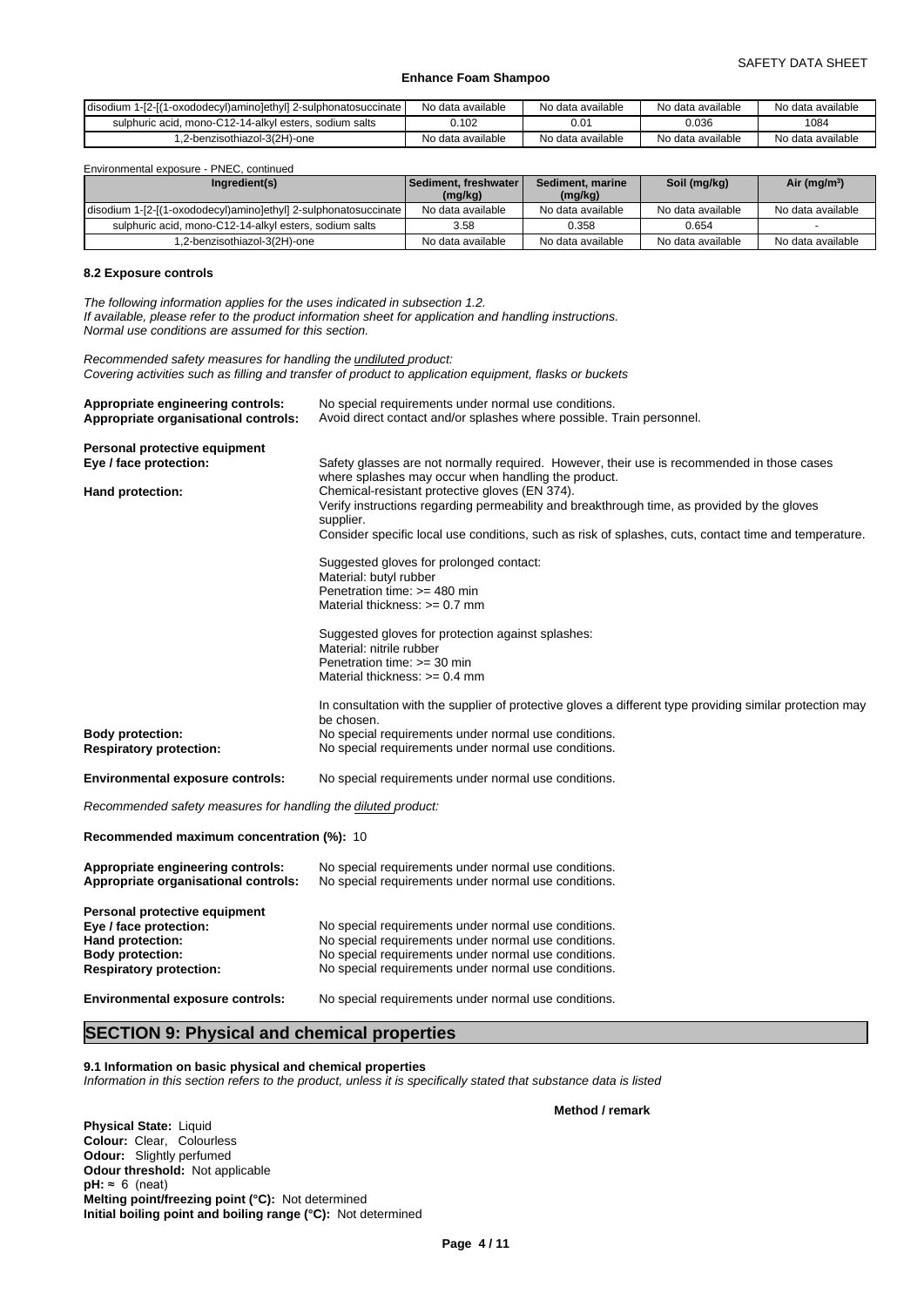| disodium 1-[2-[(1-oxododecyl)amino]ethyl] 2-sulphonatosuccinate | No data available | No data available | No data available | No data available |
|---|---|---|---|---|
| sulphuric acid, mono-C12-14-alkyl esters, sodium salts | 0.102 | 0.01 | 0.036 | 1084 |
| 1,2-benzisothiazol-3(2H)-one | No data available | No data available | No data available | No data available |

Environmental exposure - PNEC, continued

| Ingredient(s) | Sediment, freshwater (mg/kg) | Sediment, marine (mg/kg) | Soil (mg/kg) | Air (mg/m³) |
|---|---|---|---|---|
| disodium 1-[2-[(1-oxododecyl)amino]ethyl] 2-sulphonatosuccinate | No data available | No data available | No data available | No data available |
| sulphuric acid, mono-C12-14-alkyl esters, sodium salts | 3.58 | 0.358 | 0.654 | - |
| 1,2-benzisothiazol-3(2H)-one | No data available | No data available | No data available | No data available |

**8.2 Exposure controls**

*The following information applies for the uses indicated in subsection 1.2.*
*If available, please refer to the product information sheet for application and handling instructions.*
*Normal use conditions are assumed for this section.*

*Recommended safety measures for handling the undiluted product:*
*Covering activities such as filling and transfer of product to application equipment, flasks or buckets*

**Appropriate engineering controls:** No special requirements under normal use conditions.
**Appropriate organisational controls:** Avoid direct contact and/or splashes where possible. Train personnel.

**Personal protective equipment**
**Eye / face protection:** Safety glasses are not normally required. However, their use is recommended in those cases where splashes may occur when handling the product.
**Hand protection:** Chemical-resistant protective gloves (EN 374).
Verify instructions regarding permeability and breakthrough time, as provided by the gloves supplier.
Consider specific local use conditions, such as risk of splashes, cuts, contact time and temperature.

Suggested gloves for prolonged contact:
Material: butyl rubber
Penetration time: >= 480 min
Material thickness: >= 0.7 mm

Suggested gloves for protection against splashes:
Material: nitrile rubber
Penetration time: >= 30 min
Material thickness: >= 0.4 mm

In consultation with the supplier of protective gloves a different type providing similar protection may be chosen.
**Body protection:** No special requirements under normal use conditions.
**Respiratory protection:** No special requirements under normal use conditions.

**Environmental exposure controls:** No special requirements under normal use conditions.

*Recommended safety measures for handling the diluted product:*

**Recommended maximum concentration (%):** 10

**Appropriate engineering controls:** No special requirements under normal use conditions.
**Appropriate organisational controls:** No special requirements under normal use conditions.

**Personal protective equipment**
**Eye / face protection:** No special requirements under normal use conditions.
**Hand protection:** No special requirements under normal use conditions.
**Body protection:** No special requirements under normal use conditions.
**Respiratory protection:** No special requirements under normal use conditions.

**Environmental exposure controls:** No special requirements under normal use conditions.

## SECTION 9: Physical and chemical properties

**9.1 Information on basic physical and chemical properties**
*Information in this section refers to the product, unless it is specifically stated that substance data is listed*

**Method / remark**

**Physical State:** Liquid
**Colour:** Clear, Colourless
**Odour:** Slightly perfumed
**Odour threshold:** Not applicable
**pH:** ≈ 6 (neat)
**Melting point/freezing point (°C):** Not determined
**Initial boiling point and boiling range (°C):** Not determined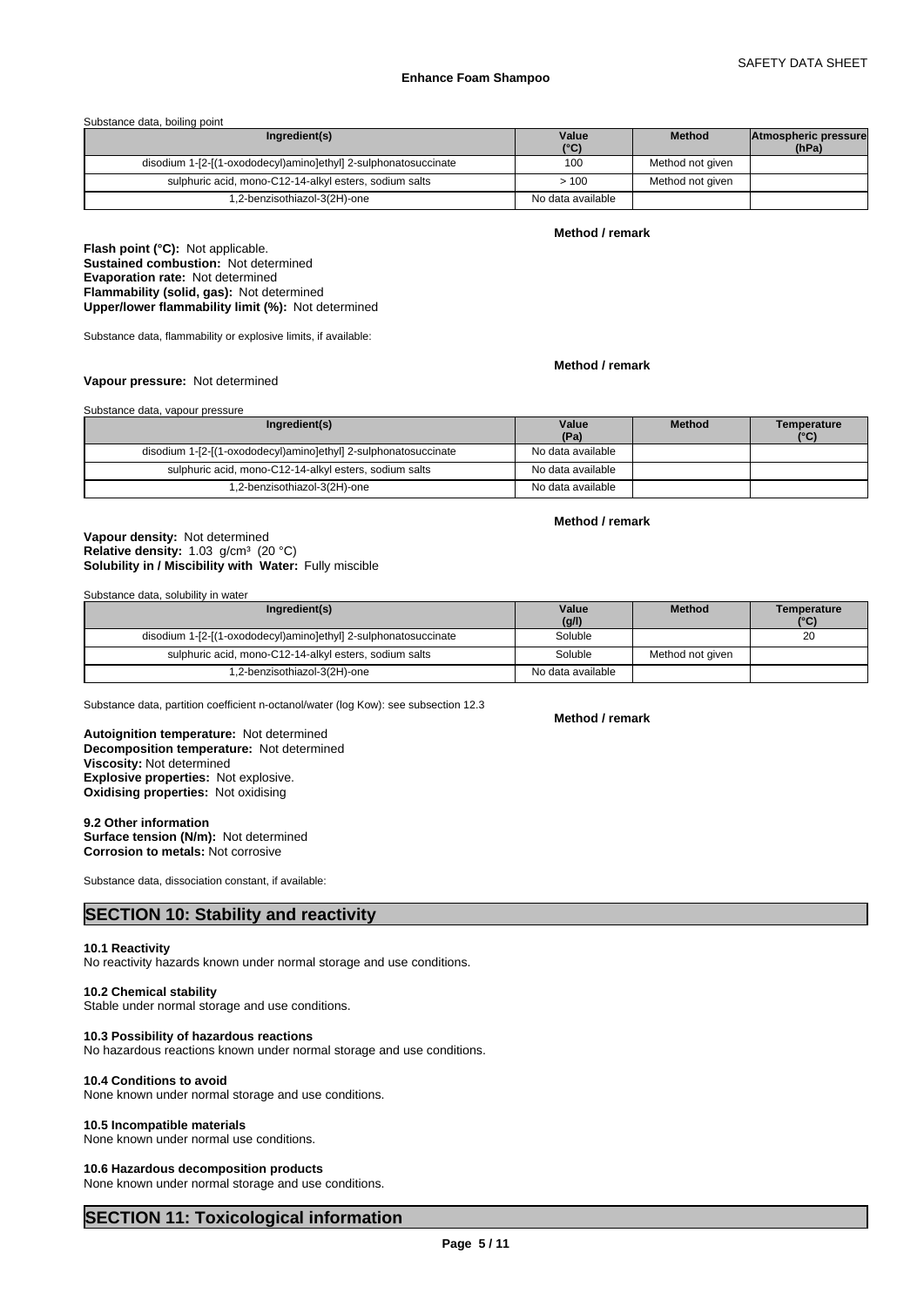Substance data, boiling point

| Ingredient(s) | Value (°C) | Method | Atmospheric pressure (hPa) |
|---|---|---|---|
| disodium 1-[2-[(1-oxododecyl)amino]ethyl] 2-sulphonatosuccinate | 100 | Method not given | |
| sulphuric acid, mono-C12-14-alkyl esters, sodium salts | > 100 | Method not given | |
| 1,2-benzisothiazol-3(2H)-one | No data available | | |

**Method / remark**

**Flash point (°C):** Not applicable.
**Sustained combustion:** Not determined
**Evaporation rate:** Not determined
**Flammability (solid, gas):** Not determined
**Upper/lower flammability limit (%):** Not determined

Substance data, flammability or explosive limits, if available:

**Method / remark**

**Vapour pressure:** Not determined

Substance data, vapour pressure

| Ingredient(s) | Value (Pa) | Method | Temperature (°C) |
|---|---|---|---|
| disodium 1-[2-[(1-oxododecyl)amino]ethyl] 2-sulphonatosuccinate | No data available | | |
| sulphuric acid, mono-C12-14-alkyl esters, sodium salts | No data available | | |
| 1,2-benzisothiazol-3(2H)-one | No data available | | |

**Method / remark**

**Vapour density:** Not determined
**Relative density:** 1.03 g/cm³ (20 °C)
**Solubility in / Miscibility with Water:** Fully miscible

Substance data, solubility in water

| Ingredient(s) | Value (g/l) | Method | Temperature (°C) |
|---|---|---|---|
| disodium 1-[2-[(1-oxododecyl)amino]ethyl] 2-sulphonatosuccinate | Soluble | | 20 |
| sulphuric acid, mono-C12-14-alkyl esters, sodium salts | Soluble | Method not given | |
| 1,2-benzisothiazol-3(2H)-one | No data available | | |

Substance data, partition coefficient n-octanol/water (log Kow): see subsection 12.3

**Method / remark**

**Autoignition temperature:** Not determined
**Decomposition temperature:** Not determined
**Viscosity:** Not determined
**Explosive properties:** Not explosive.
**Oxidising properties:** Not oxidising

**9.2 Other information**
**Surface tension (N/m):** Not determined
**Corrosion to metals:** Not corrosive

Substance data, dissociation constant, if available:

## SECTION 10: Stability and reactivity

**10.1 Reactivity**
No reactivity hazards known under normal storage and use conditions.

**10.2 Chemical stability**
Stable under normal storage and use conditions.

**10.3 Possibility of hazardous reactions**
No hazardous reactions known under normal storage and use conditions.

**10.4 Conditions to avoid**
None known under normal storage and use conditions.

**10.5 Incompatible materials**
None known under normal use conditions.

**10.6 Hazardous decomposition products**
None known under normal storage and use conditions.

## SECTION 11: Toxicological information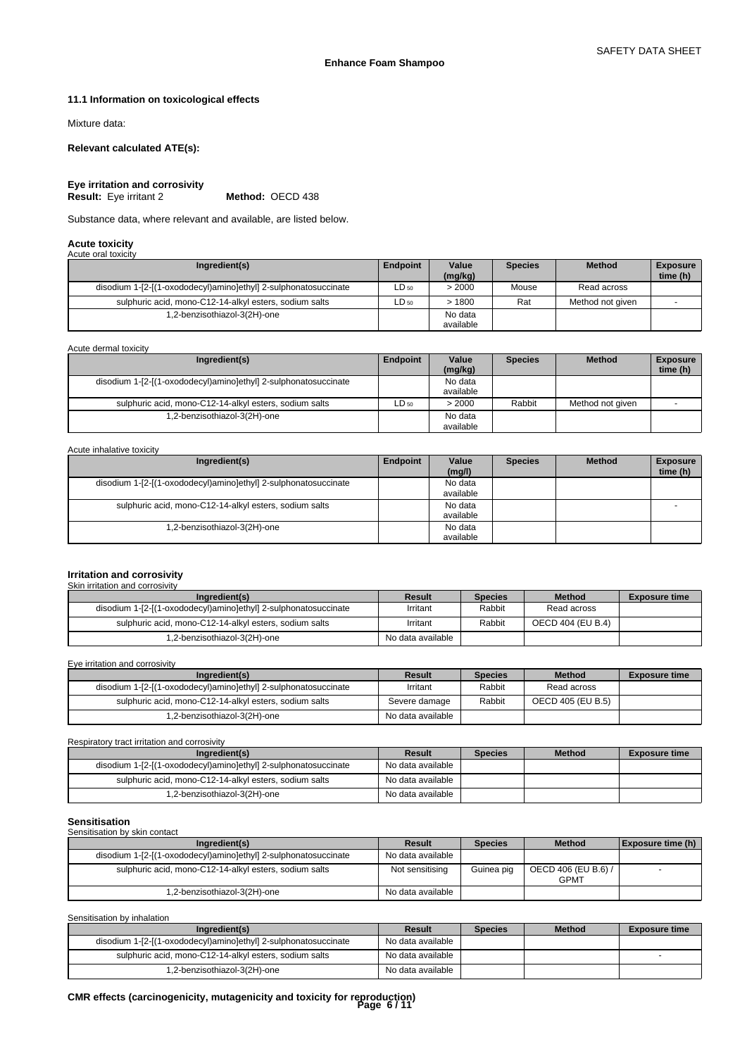### 11.1 Information on toxicological effects

Mixture data:

**Relevant calculated ATE(s):**

**Eye irritation and corrosivity**
**Result:** Eye irritant 2 **Method:** OECD 438

Substance data, where relevant and available, are listed below.

**Acute toxicity**

Acute oral toxicity

| Ingredient(s) | Endpoint | Value (mg/kg) | Species | Method | Exposure time (h) |
|---|---|---|---|---|---|
| disodium 1-[2-[(1-oxododecyl)amino]ethyl] 2-sulphonatosuccinate | $LD_{50}$ | > 2000 | Mouse | Read across | |
| sulphuric acid, mono-C12-14-alkyl esters, sodium salts | $LD_{50}$ | > 1800 | Rat | Method not given | - |
| 1,2-benzisothiazol-3(2H)-one | | No data available | | | |

Acute dermal toxicity

| Ingredient(s) | Endpoint | Value (mg/kg) | Species | Method | Exposure time (h) |
|---|---|---|---|---|---|
| disodium 1-[2-[(1-oxododecyl)amino]ethyl] 2-sulphonatosuccinate | | No data available | | | |
| sulphuric acid, mono-C12-14-alkyl esters, sodium salts | $LD_{50}$ | > 2000 | Rabbit | Method not given | - |
| 1,2-benzisothiazol-3(2H)-one | | No data available | | | |

Acute inhalative toxicity

| Ingredient(s) | Endpoint | Value (mg/l) | Species | Method | Exposure time (h) |
|---|---|---|---|---|---|
| disodium 1-[2-[(1-oxododecyl)amino]ethyl] 2-sulphonatosuccinate | | No data available | | | |
| sulphuric acid, mono-C12-14-alkyl esters, sodium salts | | No data available | | | - |
| 1,2-benzisothiazol-3(2H)-one | | No data available | | | |

**Irritation and corrosivity**

Skin irritation and corrosivity

| Ingredient(s) | Result | Species | Method | Exposure time |
|---|---|---|---|---|
| disodium 1-[2-[(1-oxododecyl)amino]ethyl] 2-sulphonatosuccinate | Irritant | Rabbit | Read across | |
| sulphuric acid, mono-C12-14-alkyl esters, sodium salts | Irritant | Rabbit | OECD 404 (EU B.4) | |
| 1,2-benzisothiazol-3(2H)-one | No data available | | | |

Eye irritation and corrosivity

| Ingredient(s) | Result | Species | Method | Exposure time |
|---|---|---|---|---|
| disodium 1-[2-[(1-oxododecyl)amino]ethyl] 2-sulphonatosuccinate | Irritant | Rabbit | Read across | |
| sulphuric acid, mono-C12-14-alkyl esters, sodium salts | Severe damage | Rabbit | OECD 405 (EU B.5) | |
| 1,2-benzisothiazol-3(2H)-one | No data available | | | |

Respiratory tract irritation and corrosivity

| Ingredient(s) | Result | Species | Method | Exposure time |
|---|---|---|---|---|
| disodium 1-[2-[(1-oxododecyl)amino]ethyl] 2-sulphonatosuccinate | No data available | | | |
| sulphuric acid, mono-C12-14-alkyl esters, sodium salts | No data available | | | |
| 1,2-benzisothiazol-3(2H)-one | No data available | | | |

**Sensitisation**

Sensitisation by skin contact

| Ingredient(s) | Result | Species | Method | Exposure time (h) |
|---|---|---|---|---|
| disodium 1-[2-[(1-oxododecyl)amino]ethyl] 2-sulphonatosuccinate | No data available | | | |
| sulphuric acid, mono-C12-14-alkyl esters, sodium salts | Not sensitising | Guinea pig | OECD 406 (EU B.6) / GPMT | - |
| 1,2-benzisothiazol-3(2H)-one | No data available | | | |

Sensitisation by inhalation

| Ingredient(s) | Result | Species | Method | Exposure time |
|---|---|---|---|---|
| disodium 1-[2-[(1-oxododecyl)amino]ethyl] 2-sulphonatosuccinate | No data available | | | |
| sulphuric acid, mono-C12-14-alkyl esters, sodium salts | No data available | | | - |
| 1,2-benzisothiazol-3(2H)-one | No data available | | | |

**CMR effects (carcinogenicity, mutagenicity and toxicity for reproduction)**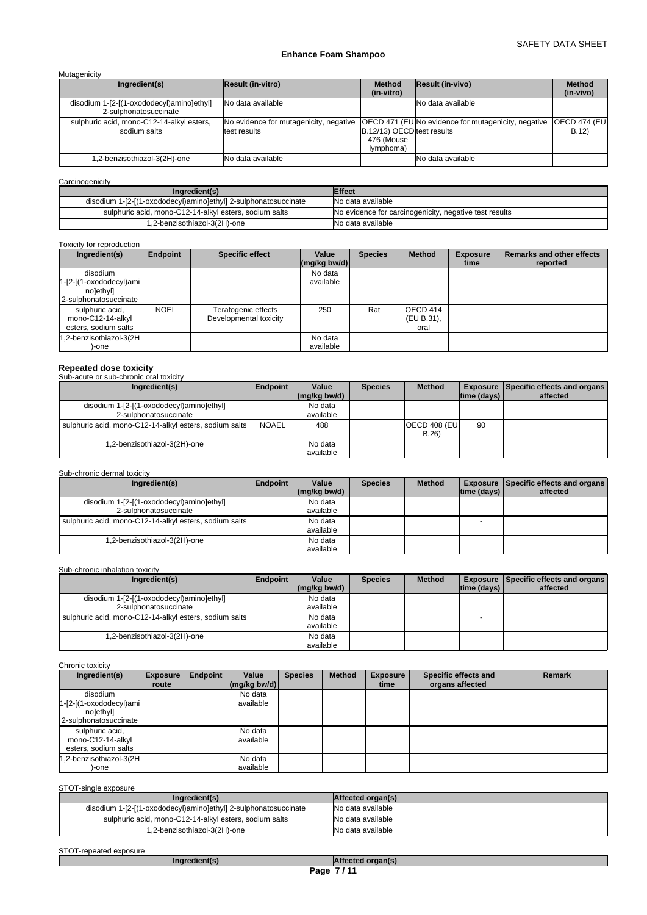Mutagenicity

| Ingredient(s) | Result (in-vitro) | Method (in-vitro) | Result (in-vivo) | Method (in-vivo) |
|---|---|---|---|---|
| disodium 1-[2-[(1-oxododecyl)amino]ethyl] 2-sulphonatosuccinate | No data available | | No data available | |
| sulphuric acid, mono-C12-14-alkyl esters, sodium salts | No evidence for mutagenicity, negative test results | OECD 471 (EU B.12/13) OECD 476 (Mouse lymphoma) | No evidence for mutagenicity, negative test results | OECD 474 (EU B.12) |
| 1,2-benzisothiazol-3(2H)-one | No data available | | No data available | |

Carcinogenicity

| Ingredient(s) | Effect |
|---|---|
| disodium 1-[2-[(1-oxododecyl)amino]ethyl] 2-sulphonatosuccinate | No data available |
| sulphuric acid, mono-C12-14-alkyl esters, sodium salts | No evidence for carcinogenicity, negative test results |
| 1,2-benzisothiazol-3(2H)-one | No data available |

Toxicity for reproduction

| Ingredient(s) | Endpoint | Specific effect | Value (mg/kg bw/d) | Species | Method | Exposure time | Remarks and other effects reported |
|---|---|---|---|---|---|---|---|
| disodium 1-[2-[(1-oxododecyl)amino]ethyl] 2-sulphonatosuccinate | | | No data available | | | | |
| sulphuric acid, mono-C12-14-alkyl esters, sodium salts | NOEL | Teratogenic effects Developmental toxicity | 250 | Rat | OECD 414 (EU B.31), oral | | |
| 1,2-benzisothiazol-3(2H)-one | | | No data available | | | | |

## Repeated dose toxicity

Sub-acute or sub-chronic oral toxicity

| Ingredient(s) | Endpoint | Value (mg/kg bw/d) | Species | Method | Exposure time (days) | Specific effects and organs affected |
|---|---|---|---|---|---|---|
| disodium 1-[2-[(1-oxododecyl)amino]ethyl] 2-sulphonatosuccinate | | No data available | | | | |
| sulphuric acid, mono-C12-14-alkyl esters, sodium salts | NOAEL | 488 | | OECD 408 (EU B.26) | 90 | |
| 1,2-benzisothiazol-3(2H)-one | | No data available | | | | |

Sub-chronic dermal toxicity

| Ingredient(s) | Endpoint | Value (mg/kg bw/d) | Species | Method | Exposure time (days) | Specific effects and organs affected |
|---|---|---|---|---|---|---|
| disodium 1-[2-[(1-oxododecyl)amino]ethyl] 2-sulphonatosuccinate | | No data available | | | | |
| sulphuric acid, mono-C12-14-alkyl esters, sodium salts | | No data available | | | - | |
| 1,2-benzisothiazol-3(2H)-one | | No data available | | | | |

Sub-chronic inhalation toxicity

| Ingredient(s) | Endpoint | Value (mg/kg bw/d) | Species | Method | Exposure time (days) | Specific effects and organs affected |
|---|---|---|---|---|---|---|
| disodium 1-[2-[(1-oxododecyl)amino]ethyl] 2-sulphonatosuccinate | | No data available | | | | |
| sulphuric acid, mono-C12-14-alkyl esters, sodium salts | | No data available | | | - | |
| 1,2-benzisothiazol-3(2H)-one | | No data available | | | | |

Chronic toxicity

| Ingredient(s) | Exposure route | Endpoint | Value (mg/kg bw/d) | Species | Method | Exposure time | Specific effects and organs affected | Remark |
|---|---|---|---|---|---|---|---|---|
| disodium 1-[2-[(1-oxododecyl)amino]ethyl] 2-sulphonatosuccinate | | | No data available | | | | | |
| sulphuric acid, mono-C12-14-alkyl esters, sodium salts | | | No data available | | | | | |
| 1,2-benzisothiazol-3(2H)-one | | | No data available | | | | | |

STOT-single exposure

| Ingredient(s) | Affected organ(s) |
|---|---|
| disodium 1-[2-[(1-oxododecyl)amino]ethyl] 2-sulphonatosuccinate | No data available |
| sulphuric acid, mono-C12-14-alkyl esters, sodium salts | No data available |
| 1,2-benzisothiazol-3(2H)-one | No data available |

STOT-repeated exposure

| Ingredient(s) | Affected organ(s) |
|---|---|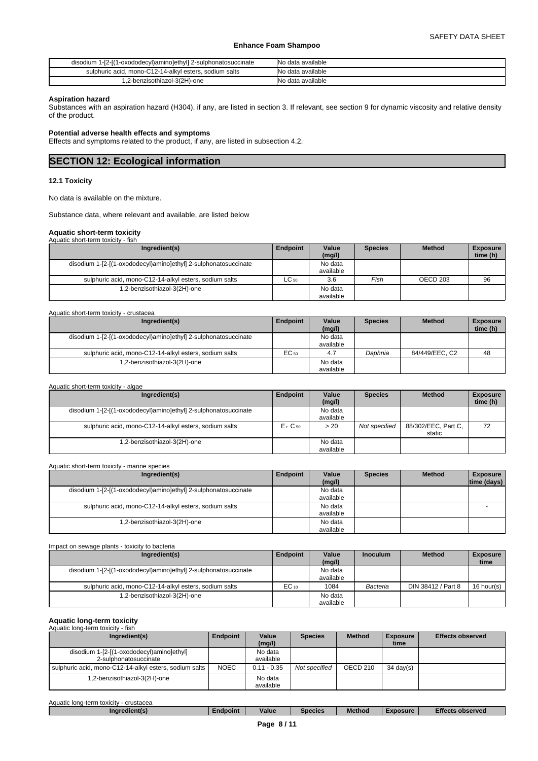| disodium 1-[2-[(1-oxododecyl)amino]ethyl] 2-sulphonatosuccinate | No data available |
|---|---|
| sulphuric acid, mono-C12-14-alkyl esters, sodium salts | No data available |
| 1,2-benzisothiazol-3(2H)-one | No data available |

**Aspiration hazard**

Substances with an aspiration hazard (H304), if any, are listed in section 3. If relevant, see section 9 for dynamic viscosity and relative density of the product.

**Potential adverse health effects and symptoms**

Effects and symptoms related to the product, if any, are listed in subsection 4.2.

## SECTION 12: Ecological information

### 12.1 Toxicity

No data is available on the mixture.

Substance data, where relevant and available, are listed below

**Aquatic short-term toxicity**

Aquatic short-term toxicity - fish

| Ingredient(s) | Endpoint | Value (mg/l) | Species | Method | Exposure time (h) |
|---|---|---|---|---|---|
| disodium 1-[2-[(1-oxododecyl)amino]ethyl] 2-sulphonatosuccinate | | No data available | | | |
| sulphuric acid, mono-C12-14-alkyl esters, sodium salts | $LC_{50}$ | 3.6 | *Fish* | OECD 203 | 96 |
| 1,2-benzisothiazol-3(2H)-one | | No data available | | | |

Aquatic short-term toxicity - crustacea

| Ingredient(s) | Endpoint | Value (mg/l) | Species | Method | Exposure time (h) |
|---|---|---|---|---|---|
| disodium 1-[2-[(1-oxododecyl)amino]ethyl] 2-sulphonatosuccinate | | No data available | | | |
| sulphuric acid, mono-C12-14-alkyl esters, sodium salts | $EC_{50}$ | 4.7 | *Daphnia* | 84/449/EEC, C2 | 48 |
| 1,2-benzisothiazol-3(2H)-one | | No data available | | | |

Aquatic short-term toxicity - algae

| Ingredient(s) | Endpoint | Value (mg/l) | Species | Method | Exposure time (h) |
|---|---|---|---|---|---|
| disodium 1-[2-[(1-oxododecyl)amino]ethyl] 2-sulphonatosuccinate | | No data available | | | |
| sulphuric acid, mono-C12-14-alkyl esters, sodium salts | $E_rC_{50}$ | > 20 | *Not specified* | 88/302/EEC, Part C, static | 72 |
| 1,2-benzisothiazol-3(2H)-one | | No data available | | | |

Aquatic short-term toxicity - marine species

| Ingredient(s) | Endpoint | Value (mg/l) | Species | Method | Exposure time (days) |
|---|---|---|---|---|---|
| disodium 1-[2-[(1-oxododecyl)amino]ethyl] 2-sulphonatosuccinate | | No data available | | | |
| sulphuric acid, mono-C12-14-alkyl esters, sodium salts | | No data available | | | - |
| 1,2-benzisothiazol-3(2H)-one | | No data available | | | |

Impact on sewage plants - toxicity to bacteria

| Ingredient(s) | Endpoint | Value (mg/l) | Inoculum | Method | Exposure time |
|---|---|---|---|---|---|
| disodium 1-[2-[(1-oxododecyl)amino]ethyl] 2-sulphonatosuccinate | | No data available | | | |
| sulphuric acid, mono-C12-14-alkyl esters, sodium salts | $EC_{10}$ | 1084 | *Bacteria* | DIN 38412 / Part 8 | 16 hour(s) |
| 1,2-benzisothiazol-3(2H)-one | | No data available | | | |

**Aquatic long-term toxicity**

Aquatic long-term toxicity - fish

| Ingredient(s) | Endpoint | Value (mg/l) | Species | Method | Exposure time | Effects observed |
|---|---|---|---|---|---|---|
| disodium 1-[2-[(1-oxododecyl)amino]ethyl] 2-sulphonatosuccinate | | No data available | | | | |
| sulphuric acid, mono-C12-14-alkyl esters, sodium salts | NOEC | 0.11 - 0.35 | *Not specified* | OECD 210 | 34 day(s) | |
| 1,2-benzisothiazol-3(2H)-one | | No data available | | | | |

Aquatic long-term toxicity - crustacea

| Ingredient(s) | Endpoint | Value | Species | Method | Exposure | Effects observed |
|---|---|---|---|---|---|---|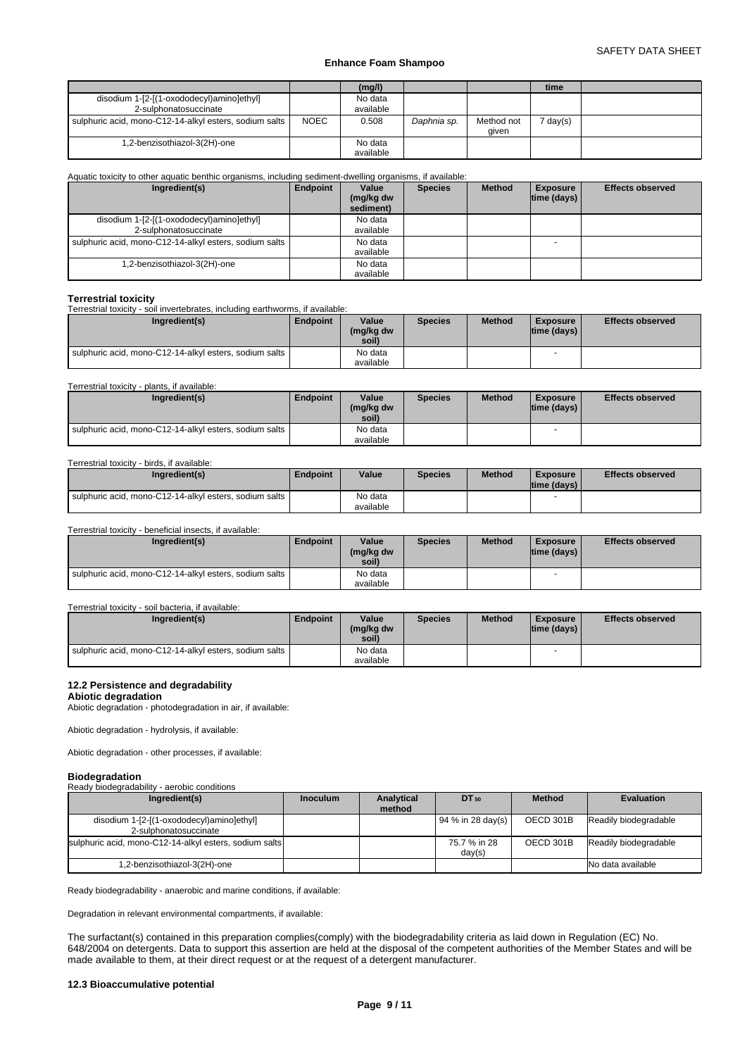| | | (mg/l) | | | time | |
|---|---|---|---|---|---|---|
| disodium 1-[2-[(1-oxododecyl)amino]ethyl] 2-sulphonatosuccinate | | No data available | | | | |
| sulphuric acid, mono-C12-14-alkyl esters, sodium salts | NOEC | 0.508 | *Daphnia sp.* | Method not given | 7 day(s) | |
| 1,2-benzisothiazol-3(2H)-one | | No data available | | | | |

Aquatic toxicity to other aquatic benthic organisms, including sediment-dwelling organisms, if available:

| Ingredient(s) | Endpoint | Value (mg/kg dw sediment) | Species | Method | Exposure time (days) | Effects observed |
|---|---|---|---|---|---|---|
| disodium 1-[2-[(1-oxododecyl)amino]ethyl] 2-sulphonatosuccinate | | No data available | | | | |
| sulphuric acid, mono-C12-14-alkyl esters, sodium salts | | No data available | | | - | |
| 1,2-benzisothiazol-3(2H)-one | | No data available | | | | |

**Terrestrial toxicity**

Terrestrial toxicity - soil invertebrates, including earthworms, if available:

| Ingredient(s) | Endpoint | Value (mg/kg dw soil) | Species | Method | Exposure time (days) | Effects observed |
|---|---|---|---|---|---|---|
| sulphuric acid, mono-C12-14-alkyl esters, sodium salts | | No data available | | | - | |

Terrestrial toxicity - plants, if available:

| Ingredient(s) | Endpoint | Value (mg/kg dw soil) | Species | Method | Exposure time (days) | Effects observed |
|---|---|---|---|---|---|---|
| sulphuric acid, mono-C12-14-alkyl esters, sodium salts | | No data available | | | - | |

Terrestrial toxicity - birds, if available:

| Ingredient(s) | Endpoint | Value | Species | Method | Exposure time (days) | Effects observed |
|---|---|---|---|---|---|---|
| sulphuric acid, mono-C12-14-alkyl esters, sodium salts | | No data available | | | - | |

Terrestrial toxicity - beneficial insects, if available:

| Ingredient(s) | Endpoint | Value (mg/kg dw soil) | Species | Method | Exposure time (days) | Effects observed |
|---|---|---|---|---|---|---|
| sulphuric acid, mono-C12-14-alkyl esters, sodium salts | | No data available | | | - | |

Terrestrial toxicity - soil bacteria, if available:

| Ingredient(s) | Endpoint | Value (mg/kg dw soil) | Species | Method | Exposure time (days) | Effects observed |
|---|---|---|---|---|---|---|
| sulphuric acid, mono-C12-14-alkyl esters, sodium salts | | No data available | | | - | |

### 12.2 Persistence and degradability

**Abiotic degradation**

Abiotic degradation - photodegradation in air, if available:

Abiotic degradation - hydrolysis, if available:

Abiotic degradation - other processes, if available:

**Biodegradation**

Ready biodegradability - aerobic conditions

| Ingredient(s) | Inoculum | Analytical method | $DT_{50}$ | Method | Evaluation |
|---|---|---|---|---|---|
| disodium 1-[2-[(1-oxododecyl)amino]ethyl] 2-sulphonatosuccinate | | | 94 % in 28 day(s) | OECD 301B | Readily biodegradable |
| sulphuric acid, mono-C12-14-alkyl esters, sodium salts | | | 75.7 % in 28 day(s) | OECD 301B | Readily biodegradable |
| 1,2-benzisothiazol-3(2H)-one | | | | | No data available |

Ready biodegradability - anaerobic and marine conditions, if available:

Degradation in relevant environmental compartments, if available:

The surfactant(s) contained in this preparation complies(comply) with the biodegradability criteria as laid down in Regulation (EC) No. 648/2004 on detergents. Data to support this assertion are held at the disposal of the competent authorities of the Member States and will be made available to them, at their direct request or at the request of a detergent manufacturer.

### 12.3 Bioaccumulative potential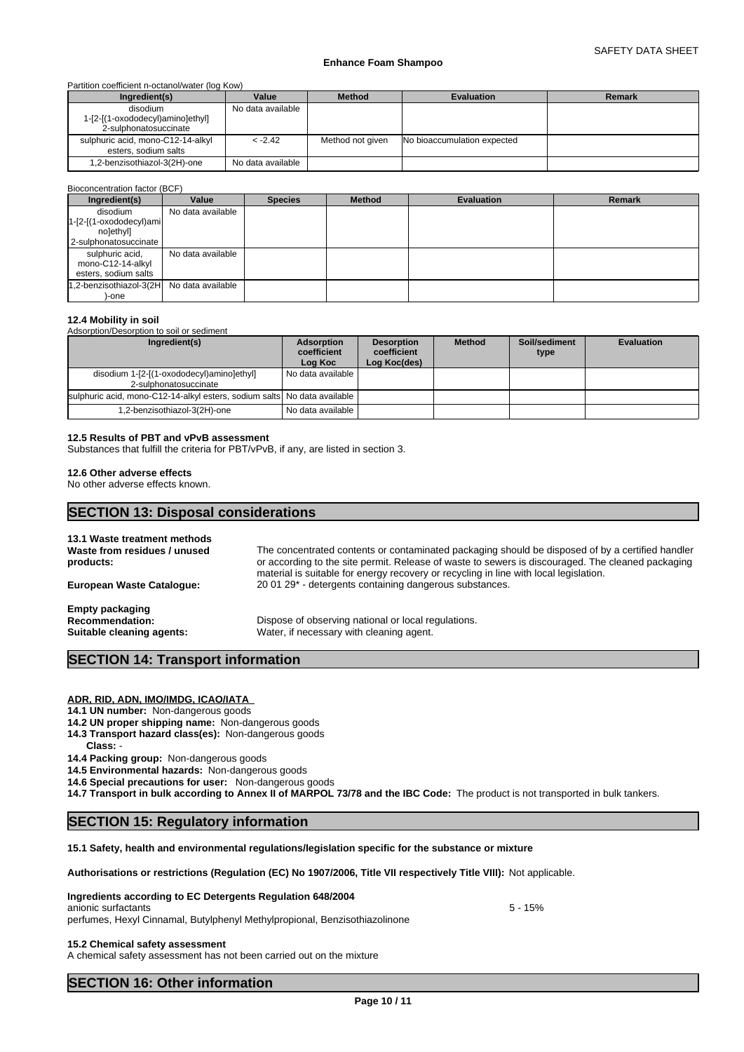Partition coefficient n-octanol/water (log Kow)

| Ingredient(s) | Value | Method | Evaluation | Remark |
|---|---|---|---|---|
| disodium 1-[2-[(1-oxododecyl)amino]ethyl] 2-sulphonatosuccinate | No data available | | | |
| sulphuric acid, mono-C12-14-alkyl esters, sodium salts | < -2.42 | Method not given | No bioaccumulation expected | |
| 1,2-benzisothiazol-3(2H)-one | No data available | | | |

Bioconcentration factor (BCF)

| Ingredient(s) | Value | Species | Method | Evaluation | Remark |
|---|---|---|---|---|---|
| disodium 1-[2-[(1-oxododecyl)amino]ethyl] 2-sulphonatosuccinate | No data available | | | | |
| sulphuric acid, mono-C12-14-alkyl esters, sodium salts | No data available | | | | |
| 1,2-benzisothiazol-3(2H)-one | No data available | | | | |

### 12.4 Mobility in soil

Adsorption/Desorption to soil or sediment

| Ingredient(s) | Adsorption coefficient Log Koc | Desorption coefficient Log Koc(des) | Method | Soil/sediment type | Evaluation |
|---|---|---|---|---|---|
| disodium 1-[2-[(1-oxododecyl)amino]ethyl] 2-sulphonatosuccinate | No data available | | | | |
| sulphuric acid, mono-C12-14-alkyl esters, sodium salts | No data available | | | | |
| 1,2-benzisothiazol-3(2H)-one | No data available | | | | |

### 12.5 Results of PBT and vPvB assessment

Substances that fulfill the criteria for PBT/vPvB, if any, are listed in section 3.

### 12.6 Other adverse effects

No other adverse effects known.

## SECTION 13: Disposal considerations

### 13.1 Waste treatment methods

**Waste from residues / unused products:** The concentrated contents or contaminated packaging should be disposed of by a certified handler or according to the site permit. Release of waste to sewers is discouraged. The cleaned packaging material is suitable for energy recovery or recycling in line with local legislation.

**European Waste Catalogue:** 20 01 29* - detergents containing dangerous substances.

**Empty packaging**

**Recommendation:** Dispose of observing national or local regulations.

**Suitable cleaning agents:** Water, if necessary with cleaning agent.

## SECTION 14: Transport information

**ADR, RID, ADN, IMO/IMDG, ICAO/IATA**

**14.1 UN number:** Non-dangerous goods

**14.2 UN proper shipping name:** Non-dangerous goods

**14.3 Transport hazard class(es):** Non-dangerous goods

**Class:** -

**14.4 Packing group:** Non-dangerous goods

**14.5 Environmental hazards:** Non-dangerous goods

**14.6 Special precautions for user:** Non-dangerous goods

**14.7 Transport in bulk according to Annex II of MARPOL 73/78 and the IBC Code:** The product is not transported in bulk tankers.

## SECTION 15: Regulatory information

**15.1 Safety, health and environmental regulations/legislation specific for the substance or mixture**

**Authorisations or restrictions (Regulation (EC) No 1907/2006, Title VII respectively Title VIII):** Not applicable.

**Ingredients according to EC Detergents Regulation 648/2004**

anionic surfactants 5 - 15%

perfumes, Hexyl Cinnamal, Butylphenyl Methylpropional, Benzisothiazolinone

**15.2 Chemical safety assessment**

A chemical safety assessment has not been carried out on the mixture

## SECTION 16: Other information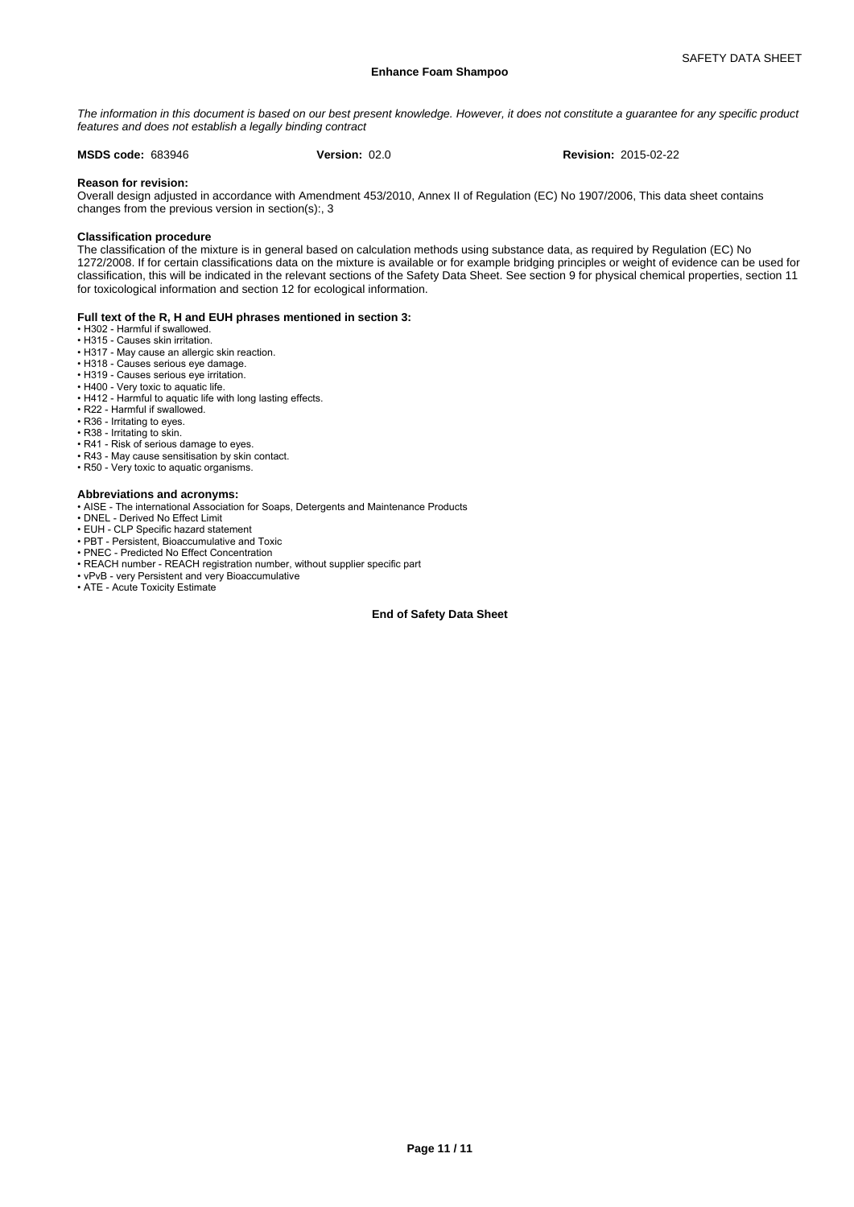*The information in this document is based on our best present knowledge. However, it does not constitute a guarantee for any specific product features and does not establish a legally binding contract*

**MSDS code:** 683946 **Version:** 02.0 **Revision:** 2015-02-22

**Reason for revision:**
Overall design adjusted in accordance with Amendment 453/2010, Annex II of Regulation (EC) No 1907/2006, This data sheet contains changes from the previous version in section(s):, 3

**Classification procedure**
The classification of the mixture is in general based on calculation methods using substance data, as required by Regulation (EC) No 1272/2008. If for certain classifications data on the mixture is available or for example bridging principles or weight of evidence can be used for classification, this will be indicated in the relevant sections of the Safety Data Sheet. See section 9 for physical chemical properties, section 11 for toxicological information and section 12 for ecological information.

**Full text of the R, H and EUH phrases mentioned in section 3:**

- H302 - Harmful if swallowed.
- H315 - Causes skin irritation.
- H317 - May cause an allergic skin reaction.
- H318 - Causes serious eye damage.
- H319 - Causes serious eye irritation.
- H400 - Very toxic to aquatic life.
- H412 - Harmful to aquatic life with long lasting effects.
- R22 - Harmful if swallowed.
- R36 - Irritating to eyes.
- R38 - Irritating to skin.
- R41 - Risk of serious damage to eyes.
- R43 - May cause sensitisation by skin contact.
- R50 - Very toxic to aquatic organisms.

**Abbreviations and acronyms:**

- AISE - The international Association for Soaps, Detergents and Maintenance Products
- DNEL - Derived No Effect Limit
- EUH - CLP Specific hazard statement
- PBT - Persistent, Bioaccumulative and Toxic
- PNEC - Predicted No Effect Concentration
- REACH number - REACH registration number, without supplier specific part
- vPvB - very Persistent and very Bioaccumulative
- ATE - Acute Toxicity Estimate

**End of Safety Data Sheet**